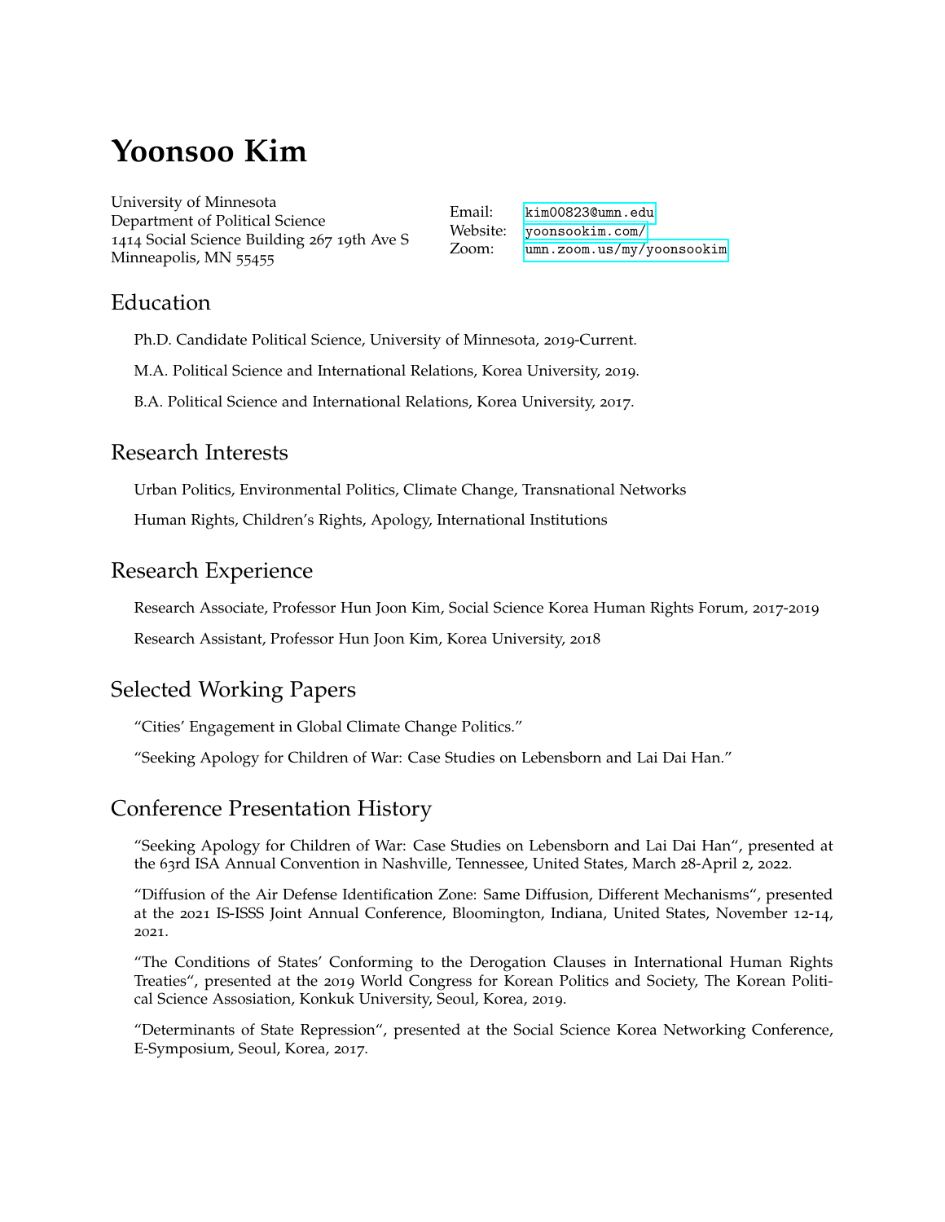# Yoonsoo Kim

University of Minnesota
Department of Political Science
1414 Social Science Building 267 19th Ave S
Minneapolis, MN 55455

Email: kim00823@umn.edu
Website: yoonsookim.com/
Zoom: umn.zoom.us/my/yoonsookim

## Education

Ph.D. Candidate Political Science, University of Minnesota, 2019-Current.

M.A. Political Science and International Relations, Korea University, 2019.

B.A. Political Science and International Relations, Korea University, 2017.

## Research Interests

Urban Politics, Environmental Politics, Climate Change, Transnational Networks

Human Rights, Children's Rights, Apology, International Institutions

## Research Experience

Research Associate, Professor Hun Joon Kim, Social Science Korea Human Rights Forum, 2017-2019

Research Assistant, Professor Hun Joon Kim, Korea University, 2018

## Selected Working Papers

"Cities' Engagement in Global Climate Change Politics."

"Seeking Apology for Children of War: Case Studies on Lebensborn and Lai Dai Han."

## Conference Presentation History

"Seeking Apology for Children of War: Case Studies on Lebensborn and Lai Dai Han", presented at the 63rd ISA Annual Convention in Nashville, Tennessee, United States, March 28-April 2, 2022.

"Diffusion of the Air Defense Identification Zone: Same Diffusion, Different Mechanisms", presented at the 2021 IS-ISSS Joint Annual Conference, Bloomington, Indiana, United States, November 12-14, 2021.

"The Conditions of States' Conforming to the Derogation Clauses in International Human Rights Treaties", presented at the 2019 World Congress for Korean Politics and Society, The Korean Political Science Assosiation, Konkuk University, Seoul, Korea, 2019.

"Determinants of State Repression", presented at the Social Science Korea Networking Conference, E-Symposium, Seoul, Korea, 2017.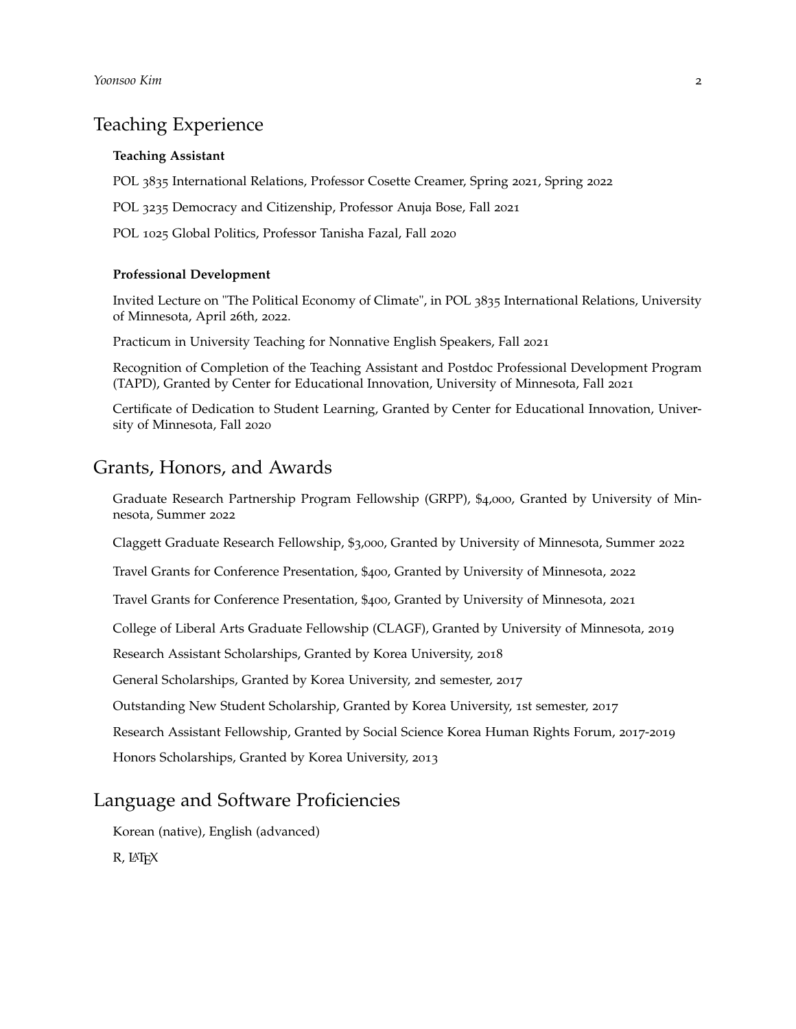## Teaching Experience

**Teaching Assistant**

POL 3835 International Relations, Professor Cosette Creamer, Spring 2021, Spring 2022

POL 3235 Democracy and Citizenship, Professor Anuja Bose, Fall 2021

POL 1025 Global Politics, Professor Tanisha Fazal, Fall 2020

**Professional Development**

Invited Lecture on "The Political Economy of Climate", in POL 3835 International Relations, University of Minnesota, April 26th, 2022.

Practicum in University Teaching for Nonnative English Speakers, Fall 2021

Recognition of Completion of the Teaching Assistant and Postdoc Professional Development Program (TAPD), Granted by Center for Educational Innovation, University of Minnesota, Fall 2021

Certificate of Dedication to Student Learning, Granted by Center for Educational Innovation, University of Minnesota, Fall 2020

## Grants, Honors, and Awards

Graduate Research Partnership Program Fellowship (GRPP), $4,000, Granted by University of Minnesota, Summer 2022

Claggett Graduate Research Fellowship, $3,000, Granted by University of Minnesota, Summer 2022

Travel Grants for Conference Presentation, $400, Granted by University of Minnesota, 2022

Travel Grants for Conference Presentation, $400, Granted by University of Minnesota, 2021

College of Liberal Arts Graduate Fellowship (CLAGF), Granted by University of Minnesota, 2019

Research Assistant Scholarships, Granted by Korea University, 2018

General Scholarships, Granted by Korea University, 2nd semester, 2017

Outstanding New Student Scholarship, Granted by Korea University, 1st semester, 2017

Research Assistant Fellowship, Granted by Social Science Korea Human Rights Forum, 2017-2019

Honors Scholarships, Granted by Korea University, 2013

## Language and Software Proficiencies

Korean (native), English (advanced)

R, LaTeX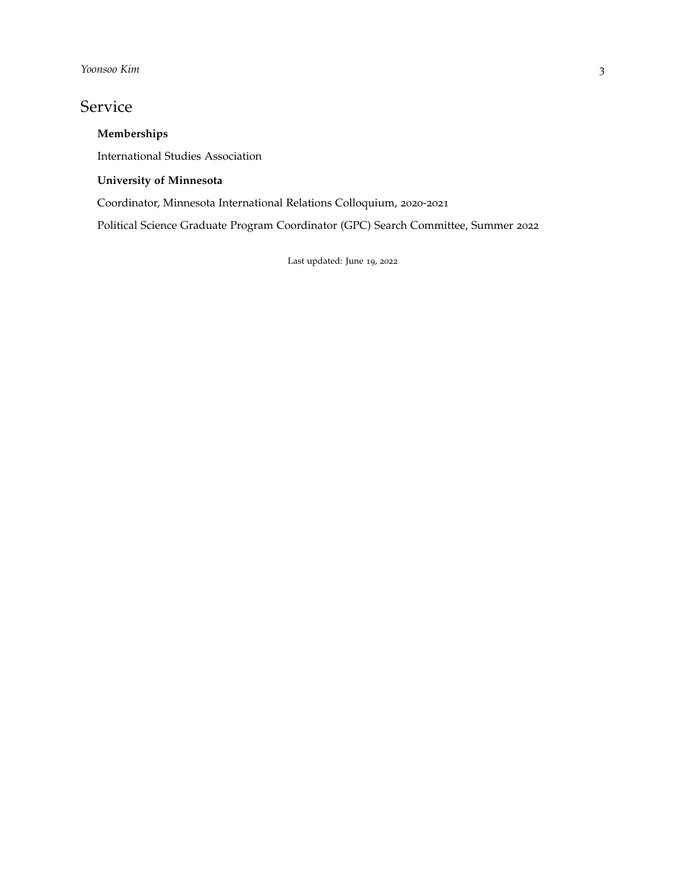## Service

**Memberships**

International Studies Association

**University of Minnesota**

Coordinator, Minnesota International Relations Colloquium, 2020-2021

Political Science Graduate Program Coordinator (GPC) Search Committee, Summer 2022

Last updated: June 19, 2022